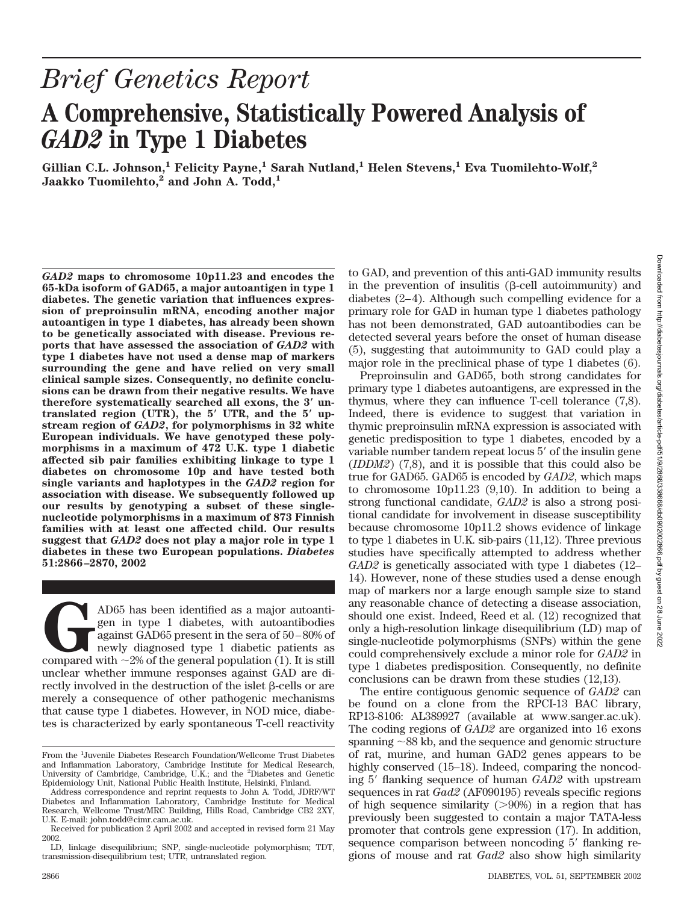# Brief Genetics Report

# A Comprehensive, Statistically Powered Analysis of *GAD2* in Type 1 Diabetes

**Gillian C.L. Johnson,[1] Felicity Payne,[1] Sarah Nutland,[1] Helen Stevens,[1] Eva Tuomilehto-Wolf,[2] Jaakko Tuomilehto,[2] and John A. Todd,[1]**

***GAD2* maps to chromosome 10p11.23 and encodes the 65-kDa isoform of GAD65, a major autoantigen in type 1 diabetes. The genetic variation that influences expression of preproinsulin mRNA, encoding another major autoantigen in type 1 diabetes, has already been shown to be genetically associated with disease. Previous reports that have assessed the association of *GAD2* with type 1 diabetes have not used a dense map of markers surrounding the gene and have relied on very small clinical sample sizes. Consequently, no definite conclusions can be drawn from their negative results. We have therefore systematically searched all exons, the 3′ untranslated region (UTR), the 5′ UTR, and the 5′ upstream region of *GAD2*, for polymorphisms in 32 white European individuals. We have genotyped these polymorphisms in a maximum of 472 U.K. type 1 diabetic affected sib pair families exhibiting linkage to type 1 diabetes on chromosome 10p and have tested both single variants and haplotypes in the *GAD2* region for association with disease. We subsequently followed up our results by genotyping a subset of these single-nucleotide polymorphisms in a maximum of 873 Finnish families with at least one affected child. Our results suggest that *GAD2* does not play a major role in type 1 diabetes in these two European populations. *Diabetes* 51:2866–2870, 2002**

GAD65 has been identified as a major autoantigen in type 1 diabetes, with autoantibodies against GAD65 present in the sera of 50–80% of newly diagnosed type 1 diabetic patients as compared with ~2% of the general population (1). It is still unclear whether immune responses against GAD are directly involved in the destruction of the islet β-cells or are merely a consequence of other pathogenic mechanisms that cause type 1 diabetes. However, in NOD mice, diabetes is characterized by early spontaneous T-cell reactivity to GAD, and prevention of this anti-GAD immunity results in the prevention of insulitis (β-cell autoimmunity) and diabetes (2–4). Although such compelling evidence for a primary role for GAD in human type 1 diabetes pathology has not been demonstrated, GAD autoantibodies can be detected several years before the onset of human disease (5), suggesting that autoimmunity to GAD could play a major role in the preclinical phase of type 1 diabetes (6).

Preproinsulin and GAD65, both strong candidates for primary type 1 diabetes autoantigens, are expressed in the thymus, where they can influence T-cell tolerance (7,8). Indeed, there is evidence to suggest that variation in thymic preproinsulin mRNA expression is associated with genetic predisposition to type 1 diabetes, encoded by a variable number tandem repeat locus 5′ of the insulin gene (*IDDM2*) (7,8), and it is possible that this could also be true for GAD65. GAD65 is encoded by *GAD2*, which maps to chromosome 10p11.23 (9,10). In addition to being a strong functional candidate, *GAD2* is also a strong positional candidate for involvement in disease susceptibility because chromosome 10p11.2 shows evidence of linkage to type 1 diabetes in U.K. sib-pairs (11,12). Three previous studies have specifically attempted to address whether *GAD2* is genetically associated with type 1 diabetes (12–14). However, none of these studies used a dense enough map of markers nor a large enough sample size to stand any reasonable chance of detecting a disease association, should one exist. Indeed, Reed et al. (12) recognized that only a high-resolution linkage disequilibrium (LD) map of single-nucleotide polymorphisms (SNPs) within the gene could comprehensively exclude a minor role for *GAD2* in type 1 diabetes predisposition. Consequently, no definite conclusions can be drawn from these studies (12,13).

The entire contiguous genomic sequence of *GAD2* can be found on a clone from the RPCI-13 BAC library, RP13-8106: AL389927 (available at www.sanger.ac.uk). The coding regions of *GAD2* are organized into 16 exons spanning ~88 kb, and the sequence and genomic structure of rat, murine, and human GAD2 genes appears to be highly conserved (15–18). Indeed, comparing the noncoding 5′ flanking sequence of human *GAD2* with upstream sequences in rat *Gad2* (AF090195) reveals specific regions of high sequence similarity (>90%) in a region that has previously been suggested to contain a major TATA-less promoter that controls gene expression (17). In addition, sequence comparison between noncoding 5′ flanking regions of mouse and rat *Gad2* also show high similarity

From the [1]Juvenile Diabetes Research Foundation/Wellcome Trust Diabetes and Inflammation Laboratory, Cambridge Institute for Medical Research, University of Cambridge, Cambridge, U.K.; and the [2]Diabetes and Genetic Epidemiology Unit, National Public Health Institute, Helsinki, Finland.

Address correspondence and reprint requests to John A. Todd, JDRF/WT Diabetes and Inflammation Laboratory, Cambridge Institute for Medical Research, Wellcome Trust/MRC Building, Hills Road, Cambridge CB2 2XY, U.K. E-mail: john.todd@cimr.cam.ac.uk.

Received for publication 2 April 2002 and accepted in revised form 21 May 2002.

LD, linkage disequilibrium; SNP, single-nucleotide polymorphism; TDT, transmission-disequilibrium test; UTR, untranslated region.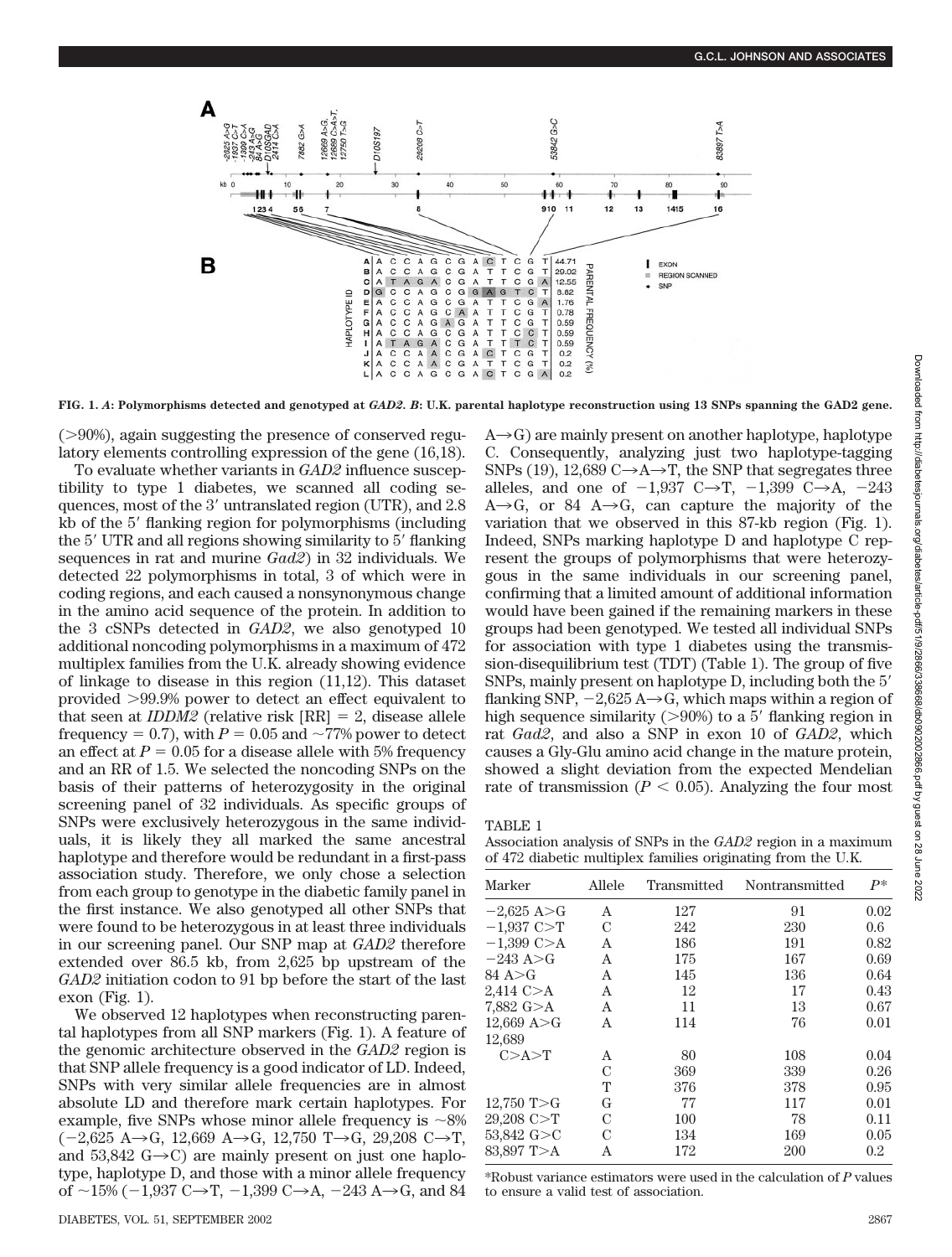**FIG. 1.** *A*: Polymorphisms detected and genotyped at *GAD2*. *B*: U.K. parental haplotype reconstruction using 13 SNPs spanning the GAD2 gene.

(>90%), again suggesting the presence of conserved regulatory elements controlling expression of the gene (16,18).

To evaluate whether variants in *GAD2* influence susceptibility to type 1 diabetes, we scanned all coding sequences, most of the 3′ untranslated region (UTR), and 2.8 kb of the 5′ flanking region for polymorphisms (including the 5′ UTR and all regions showing similarity to 5′ flanking sequences in rat and murine *Gad2*) in 32 individuals. We detected 22 polymorphisms in total, 3 of which were in coding regions, and each caused a nonsynonymous change in the amino acid sequence of the protein. In addition to the 3 cSNPs detected in *GAD2*, we also genotyped 10 additional noncoding polymorphisms in a maximum of 472 multiplex families from the U.K. already showing evidence of linkage to disease in this region (11,12). This dataset provided >99.9% power to detect an effect equivalent to that seen at *IDDM2* (relative risk [RR] = 2, disease allele frequency = 0.7), with $P = 0.05$ and ~77% power to detect an effect at $P = 0.05$ for a disease allele with 5% frequency and an RR of 1.5. We selected the noncoding SNPs on the basis of their patterns of heterozygosity in the original screening panel of 32 individuals. As specific groups of SNPs were exclusively heterozygous in the same individuals, it is likely they all marked the same ancestral haplotype and therefore would be redundant in a first-pass association study. Therefore, we only chose a selection from each group to genotype in the diabetic family panel in the first instance. We also genotyped all other SNPs that were found to be heterozygous in at least three individuals in our screening panel. Our SNP map at *GAD2* therefore extended over 86.5 kb, from 2,625 bp upstream of the *GAD2* initiation codon to 91 bp before the start of the last exon (Fig. 1).

We observed 12 haplotypes when reconstructing parental haplotypes from all SNP markers (Fig. 1). A feature of the genomic architecture observed in the *GAD2* region is that SNP allele frequency is a good indicator of LD. Indeed, SNPs with very similar allele frequencies are in almost absolute LD and therefore mark certain haplotypes. For example, five SNPs whose minor allele frequency is ~8% (−2,625 A→G, 12,669 A→G, 12,750 T→G, 29,208 C→T, and 53,842 G→C) are mainly present on just one haplotype, haplotype D, and those with a minor allele frequency of ~15% (−1,937 C→T, −1,399 C→A, −243 A→G, and 84 A→G) are mainly present on another haplotype, haplotype C. Consequently, analyzing just two haplotype-tagging SNPs (19), 12,689 C→A→T, the SNP that segregates three alleles, and one of −1,937 C→T, −1,399 C→A, −243 A→G, or 84 A→G, can capture the majority of the variation that we observed in this 87-kb region (Fig. 1). Indeed, SNPs marking haplotype D and haplotype C represent the groups of polymorphisms that were heterozygous in the same individuals in our screening panel, confirming that a limited amount of additional information would have been gained if the remaining markers in these groups had been genotyped. We tested all individual SNPs for association with type 1 diabetes using the transmission-disequilibrium test (TDT) (Table 1). The group of five SNPs, mainly present on haplotype D, including both the 5′ flanking SNP, −2,625 A→G, which maps within a region of high sequence similarity (>90%) to a 5′ flanking region in rat *Gad2*, and also a SNP in exon 10 of *GAD2*, which causes a Gly-Glu amino acid change in the mature protein, showed a slight deviation from the expected Mendelian rate of transmission ($P < 0.05$). Analyzing the four most

TABLE 1
Association analysis of SNPs in the *GAD2* region in a maximum of 472 diabetic multiplex families originating from the U.K.

| Marker | Allele | Transmitted | Nontransmitted | $P$* |
|---|---|---|---|---|
| −2,625 A>G | A | 127 | 91 | 0.02 |
| −1,937 C>T | C | 242 | 230 | 0.6 |
| −1,399 C>A | A | 186 | 191 | 0.82 |
| −243 A>G | A | 175 | 167 | 0.69 |
| 84 A>G | A | 145 | 136 | 0.64 |
| 2,414 C>A | A | 12 | 17 | 0.43 |
| 7,882 G>A | A | 11 | 13 | 0.67 |
| 12,669 A>G | A | 114 | 76 | 0.01 |
| 12,689 C>A>T | A | 80 | 108 | 0.04 |
| | C | 369 | 339 | 0.26 |
| | T | 376 | 378 | 0.95 |
| 12,750 T>G | G | 77 | 117 | 0.01 |
| 29,208 C>T | C | 100 | 78 | 0.11 |
| 53,842 G>C | C | 134 | 169 | 0.05 |
| 83,897 T>A | A | 172 | 200 | 0.2 |

*Robust variance estimators were used in the calculation of $P$ values to ensure a valid test of association.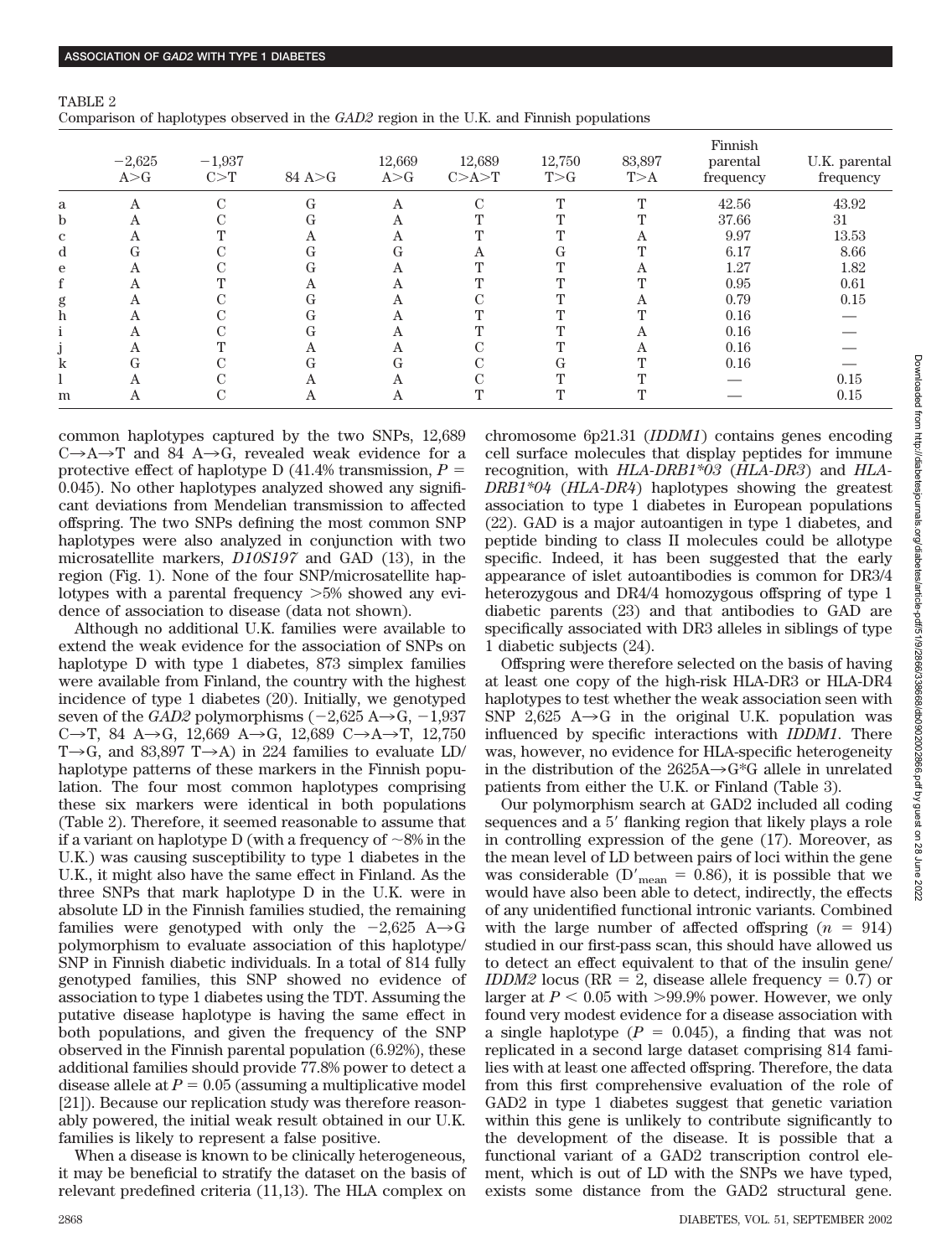TABLE 2
Comparison of haplotypes observed in the *GAD2* region in the U.K. and Finnish populations

| | −2,625 A>G | −1,937 C>T | 84 A>G | 12,669 A>G | 12,689 C>A>T | 12,750 T>G | 83,897 T>A | Finnish parental frequency | U.K. parental frequency |
|---|---|---|---|---|---|---|---|---|---|
| a | A | C | G | A | C | T | T | 42.56 | 43.92 |
| b | A | C | G | A | T | T | T | 37.66 | 31 |
| c | A | T | A | A | T | T | A | 9.97 | 13.53 |
| d | G | C | G | G | A | G | T | 6.17 | 8.66 |
| e | A | C | G | A | T | T | A | 1.27 | 1.82 |
| f | A | T | A | A | T | T | T | 0.95 | 0.61 |
| g | A | C | G | A | C | T | A | 0.79 | 0.15 |
| h | A | C | G | A | T | T | T | 0.16 | — |
| i | A | C | G | A | T | T | A | 0.16 | — |
| j | A | T | A | A | C | T | A | 0.16 | — |
| k | G | C | G | G | C | G | T | 0.16 | — |
| l | A | C | A | A | C | T | T | — | 0.15 |
| m | A | C | A | A | T | T | T | — | 0.15 |

common haplotypes captured by the two SNPs, 12,689 C→A→T and 84 A→G, revealed weak evidence for a protective effect of haplotype D (41.4% transmission, $P = 0.045$). No other haplotypes analyzed showed any significant deviations from Mendelian transmission to affected offspring. The two SNPs defining the most common SNP haplotypes were also analyzed in conjunction with two microsatellite markers, *D10S197* and GAD (13), in the region (Fig. 1). None of the four SNP/microsatellite haplotypes with a parental frequency >5% showed any evidence of association to disease (data not shown).

Although no additional U.K. families were available to extend the weak evidence for the association of SNPs on haplotype D with type 1 diabetes, 873 simplex families were available from Finland, the country with the highest incidence of type 1 diabetes (20). Initially, we genotyped seven of the *GAD2* polymorphisms (−2,625 A→G, −1,937 C→T, 84 A→G, 12,669 A→G, 12,689 C→A→T, 12,750 T→G, and 83,897 T→A) in 224 families to evaluate LD/haplotype patterns of these markers in the Finnish population. The four most common haplotypes comprising these six markers were identical in both populations (Table 2). Therefore, it seemed reasonable to assume that if a variant on haplotype D (with a frequency of ~8% in the U.K.) was causing susceptibility to type 1 diabetes in the U.K., it might also have the same effect in Finland. As the three SNPs that mark haplotype D in the U.K. were in absolute LD in the Finnish families studied, the remaining families were genotyped with only the −2,625 A→G polymorphism to evaluate association of this haplotype/SNP in Finnish diabetic individuals. In a total of 814 fully genotyped families, this SNP showed no evidence of association to type 1 diabetes using the TDT. Assuming the putative disease haplotype is having the same effect in both populations, and given the frequency of the SNP observed in the Finnish parental population (6.92%), these additional families should provide 77.8% power to detect a disease allele at $P = 0.05$ (assuming a multiplicative model [21]). Because our replication study was therefore reasonably powered, the initial weak result obtained in our U.K. families is likely to represent a false positive.

When a disease is known to be clinically heterogeneous, it may be beneficial to stratify the dataset on the basis of relevant predefined criteria (11,13). The HLA complex on chromosome 6p21.31 (*IDDM1*) contains genes encoding cell surface molecules that display peptides for immune recognition, with *HLA-DRB1\*03* (*HLA-DR3*) and *HLA-DRB1\*04* (*HLA-DR4*) haplotypes showing the greatest association to type 1 diabetes in European populations (22). GAD is a major autoantigen in type 1 diabetes, and peptide binding to class II molecules could be allotype specific. Indeed, it has been suggested that the early appearance of islet autoantibodies is common for DR3/4 heterozygous and DR4/4 homozygous offspring of type 1 diabetic parents (23) and that antibodies to GAD are specifically associated with DR3 alleles in siblings of type 1 diabetic subjects (24).

Offspring were therefore selected on the basis of having at least one copy of the high-risk HLA-DR3 or HLA-DR4 haplotypes to test whether the weak association seen with SNP 2,625 A→G in the original U.K. population was influenced by specific interactions with *IDDM1*. There was, however, no evidence for HLA-specific heterogeneity in the distribution of the 2625A→G*G allele in unrelated patients from either the U.K. or Finland (Table 3).

Our polymorphism search at GAD2 included all coding sequences and a 5′ flanking region that likely plays a role in controlling expression of the gene (17). Moreover, as the mean level of LD between pairs of loci within the gene was considerable ($D'_{mean} = 0.86$), it is possible that we would have also been able to detect, indirectly, the effects of any unidentified functional intronic variants. Combined with the large number of affected offspring ($n = 914$) studied in our first-pass scan, this should have allowed us to detect an effect equivalent to that of the insulin gene/*IDDM2* locus (RR = 2, disease allele frequency = 0.7) or larger at $P < 0.05$ with >99.9% power. However, we only found very modest evidence for a disease association with a single haplotype ($P = 0.045$), a finding that was not replicated in a second large dataset comprising 814 families with at least one affected offspring. Therefore, the data from this first comprehensive evaluation of the role of GAD2 in type 1 diabetes suggest that genetic variation within this gene is unlikely to contribute significantly to the development of the disease. It is possible that a functional variant of a GAD2 transcription control element, which is out of LD with the SNPs we have typed, exists some distance from the GAD2 structural gene.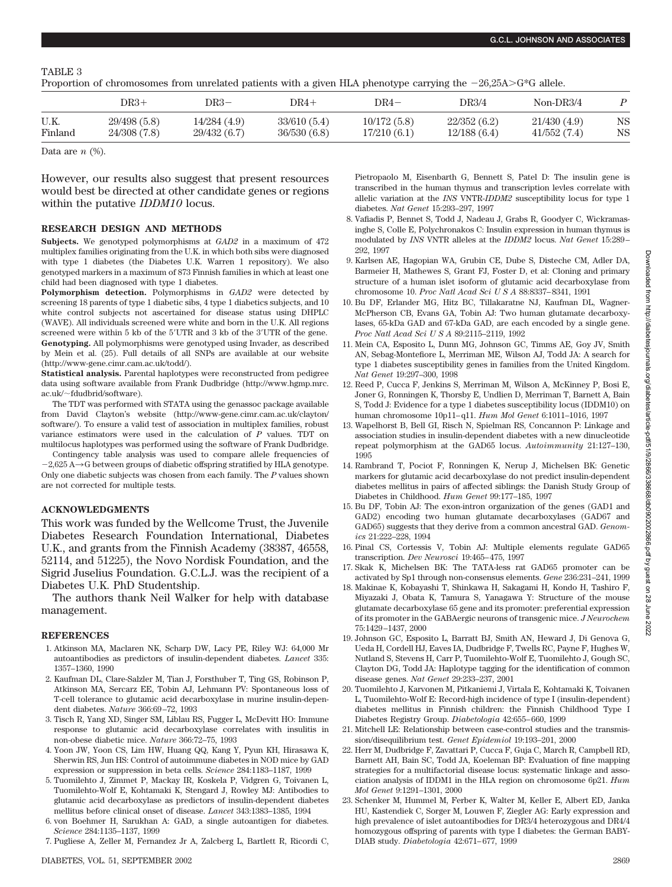TABLE 3

Proportion of chromosomes from unrelated patients with a given HLA phenotype carrying the −26,25A>G*G allele.

| | DR3+ | DR3− | DR4+ | DR4− | DR3/4 | Non-DR3/4 | *P* |
|---|---|---|---|---|---|---|---|
| U.K. | 29/498 (5.8) | 14/284 (4.9) | 33/610 (5.4) | 10/172 (5.8) | 22/352 (6.2) | 21/430 (4.9) | NS |
| Finland | 24/308 (7.8) | 29/432 (6.7) | 36/530 (6.8) | 17/210 (6.1) | 12/188 (6.4) | 41/552 (7.4) | NS |

Data are *n* (%).

However, our results also suggest that present resources would best be directed at other candidate genes or regions within the putative *IDDM10* locus.

## RESEARCH DESIGN AND METHODS

**Subjects.** We genotyped polymorphisms at *GAD2* in a maximum of 472 multiplex families originating from the U.K. in which both sibs were diagnosed with type 1 diabetes (the Diabetes U.K. Warren 1 repository). We also genotyped markers in a maximum of 873 Finnish families in which at least one child had been diagnosed with type 1 diabetes.

**Polymorphism detection.** Polymorphisms in *GAD2* were detected by screening 18 parents of type 1 diabetic sibs, 4 type 1 diabetics subjects, and 10 white control subjects not ascertained for disease status using DHPLC (WAVE). All individuals screened were white and born in the U.K. All regions screened were within 5 kb of the 5′UTR and 3 kb of the 3′UTR of the gene.

**Genotyping.** All polymorphisms were genotyped using Invader, as described by Mein et al. (25). Full details of all SNPs are available at our website (http://www-gene.cimr.cam.ac.uk/todd/).

**Statistical analysis.** Parental haplotypes were reconstructed from pedigree data using software available from Frank Dudbridge (http://www.hgmp.mrc.ac.uk/~fdudbrid/software).

The TDT was performed with STATA using the genassoc package available from David Clayton's website (http://www-gene.cimr.cam.ac.uk/clayton/software/). To ensure a valid test of association in multiplex families, robust variance estimators were used in the calculation of *P* values. TDT on multilocus haplotypes was performed using the software of Frank Dudbridge.

Contingency table analysis was used to compare allele frequencies of −2,625 A→G between groups of diabetic offspring stratified by HLA genotype. Only one diabetic subjects was chosen from each family. The *P* values shown are not corrected for multiple tests.

## ACKNOWLEDGMENTS

This work was funded by the Wellcome Trust, the Juvenile Diabetes Research Foundation International, Diabetes U.K., and grants from the Finnish Academy (38387, 46558, 52114, and 51225), the Novo Nordisk Foundation, and the Sigrid Juselius Foundation. G.C.L.J. was the recipient of a Diabetes U.K. PhD Studentship.

The authors thank Neil Walker for help with database management.

## REFERENCES

1. Atkinson MA, Maclaren NK, Scharp DW, Lacy PE, Riley WJ: 64,000 Mr autoantibodies as predictors of insulin-dependent diabetes. *Lancet* 335:1357–1360, 1990
2. Kaufman DL, Clare-Salzler M, Tian J, Forsthuber T, Ting GS, Robinson P, Atkinson MA, Sercarz EE, Tobin AJ, Lehmann PV: Spontaneous loss of T-cell tolerance to glutamic acid decarboxylase in murine insulin-dependent diabetes. *Nature* 366:69–72, 1993
3. Tisch R, Yang XD, Singer SM, Liblau RS, Fugger L, McDevitt HO: Immune response to glutamic acid decarboxylase correlates with insulitis in non-obese diabetic mice. *Nature* 366:72–75, 1993
4. Yoon JW, Yoon CS, Lim HW, Huang QQ, Kang Y, Pyun KH, Hirasawa K, Sherwin RS, Jun HS: Control of autoimmune diabetes in NOD mice by GAD expression or suppression in beta cells. *Science* 284:1183–1187, 1999
5. Tuomilehto J, Zimmet P, Mackay IR, Koskela P, Vidgren G, Toivanen L, Tuomilehto-Wolf E, Kohtamaki K, Stengard J, Rowley MJ: Antibodies to glutamic acid decarboxylase as predictors of insulin-dependent diabetes mellitus before clinical onset of disease. *Lancet* 343:1383–1385, 1994
6. von Boehmer H, Sarukhan A: GAD, a single autoantigen for diabetes. *Science* 284:1135–1137, 1999
7. Pugliese A, Zeller M, Fernandez Jr A, Zalcberg L, Bartlett R, Ricordi C, Pietropaolo M, Eisenbarth G, Bennett S, Patel D: The insulin gene is transcribed in the human thymus and transcription levles correlate with allelic variation at the *INS* VNTR-*IDDM2* susceptibility locus for type 1 diabetes. *Nat Genet* 15:293–297, 1997
8. Vafiadis P, Bennet S, Todd J, Nadeau J, Grabs R, Goodyer C, Wickramasinghe S, Colle E, Polychronakos C: Insulin expression in human thymus is modulated by *INS* VNTR alleles at the *IDDM2* locus. *Nat Genet* 15:289–292, 1997
9. Karlsen AE, Hagopian WA, Grubin CE, Dube S, Disteche CM, Adler DA, Barmeier H, Mathewes S, Grant FJ, Foster D, et al: Cloning and primary structure of a human islet isoform of glutamic acid decarboxylase from chromosome 10. *Proc Natl Acad Sci U S A* 88:8337–8341, 1991
10. Bu DF, Erlander MG, Hitz BC, Tillakaratne NJ, Kaufman DL, Wagner-McPherson CB, Evans GA, Tobin AJ: Two human glutamate decarboxylases, 65-kDa GAD and 67-kDa GAD, are each encoded by a single gene. *Proc Natl Acad Sci U S A* 89:2115–2119, 1992
11. Mein CA, Esposito L, Dunn MG, Johnson GC, Timms AE, Goy JV, Smith AN, Sebag-Montefiore L, Merriman ME, Wilson AJ, Todd JA: A search for type 1 diabetes susceptibility genes in families from the United Kingdom. *Nat Genet* 19:297–300, 1998
12. Reed P, Cucca F, Jenkins S, Merriman M, Wilson A, McKinney P, Bosi E, Joner G, Ronningen K, Thorsby E, Undlien D, Merriman T, Barnett A, Bain S, Todd J: Evidence for a type 1 diabetes susceptibility locus (IDDM10) on human chromosome 10p11–q11. *Hum Mol Genet* 6:1011–1016, 1997
13. Wapelhorst B, Bell GI, Risch N, Spielman RS, Concannon P: Linkage and association studies in insulin-dependent diabetes with a new dinucleotide repeat polymorphism at the GAD65 locus. *Autoimmunity* 21:127–130, 1995
14. Rambrand T, Pociot F, Ronningen K, Nerup J, Michelsen BK: Genetic markers for glutamic acid decarboxylase do not predict insulin-dependent diabetes mellitus in pairs of affected siblings: the Danish Study Group of Diabetes in Childhood. *Hum Genet* 99:177–185, 1997
15. Bu DF, Tobin AJ: The exon-intron organization of the genes (GAD1 and GAD2) encoding two human glutamate decarboxylases (GAD67 and GAD65) suggests that they derive from a common ancestral GAD. *Genomics* 21:222–228, 1994
16. Pinal CS, Cortessis V, Tobin AJ: Multiple elements regulate GAD65 transcription. *Dev Neurosci* 19:465–475, 1997
17. Skak K, Michelsen BK: The TATA-less rat GAD65 promoter can be activated by Sp1 through non-consensus elements. *Gene* 236:231–241, 1999
18. Makinae K, Kobayashi T, Shinkawa H, Sakagami H, Kondo H, Tashiro F, Miyazaki J, Obata K, Tamura S, Yanagawa Y: Structure of the mouse glutamate decarboxylase 65 gene and its promoter: preferential expression of its promoter in the GABAergic neurons of transgenic mice. *J Neurochem* 75:1429–1437, 2000
19. Johnson GC, Esposito L, Barratt BJ, Smith AN, Heward J, Di Genova G, Ueda H, Cordell HJ, Eaves IA, Dudbridge F, Twells RC, Payne F, Hughes W, Nutland S, Stevens H, Carr P, Tuomilehto-Wolf E, Tuomilehto J, Gough SC, Clayton DG, Todd JA: Haplotype tagging for the identification of common disease genes. *Nat Genet* 29:233–237, 2001
20. Tuomilehto J, Karvonen M, Pitkaniemi J, Virtala E, Kohtamaki K, Toivanen L, Tuomilehto-Wolf E: Record-high incidence of type I (insulin-dependent) diabetes mellitus in Finnish children: the Finnish Childhood Type I Diabetes Registry Group. *Diabetologia* 42:655–660, 1999
21. Mitchell LE: Relationship between case-control studies and the transmission/disequilibrium test. *Genet Epidemiol* 19:193–201, 2000
22. Herr M, Dudbridge F, Zavattari P, Cucca F, Guja C, March R, Campbell RD, Barnett AH, Bain SC, Todd JA, Koeleman BP: Evaluation of fine mapping strategies for a multifactorial disease locus: systematic linkage and association analysis of IDDM1 in the HLA region on chromosome 6p21. *Hum Mol Genet* 9:1291–1301, 2000
23. Schenker M, Hummel M, Ferber K, Walter M, Keller E, Albert ED, Janka HU, Kastendiek C, Sorger M, Louwen F, Ziegler AG: Early expression and high prevalence of islet autoantibodies for DR3/4 heterozygous and DR4/4 homozygous offspring of parents with type I diabetes: the German BABYDIAB study. *Diabetologia* 42:671–677, 1999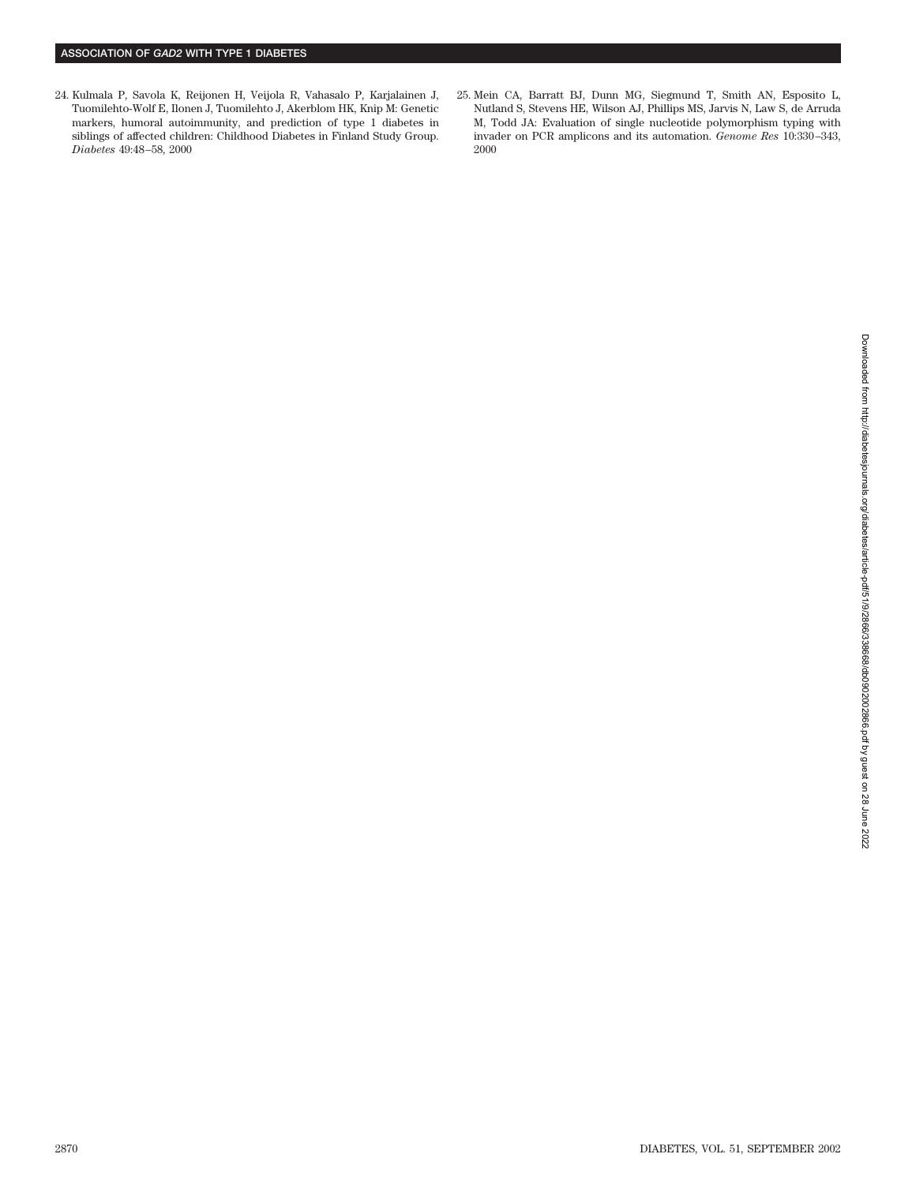24. Kulmala P, Savola K, Reijonen H, Veijola R, Vahasalo P, Karjalainen J, Tuomilehto-Wolf E, Ilonen J, Tuomilehto J, Akerblom HK, Knip M: Genetic markers, humoral autoimmunity, and prediction of type 1 diabetes in siblings of affected children: Childhood Diabetes in Finland Study Group. *Diabetes* 49:48–58, 2000

25. Mein CA, Barratt BJ, Dunn MG, Siegmund T, Smith AN, Esposito L, Nutland S, Stevens HE, Wilson AJ, Phillips MS, Jarvis N, Law S, de Arruda M, Todd JA: Evaluation of single nucleotide polymorphism typing with invader on PCR amplicons and its automation. *Genome Res* 10:330–343, 2000